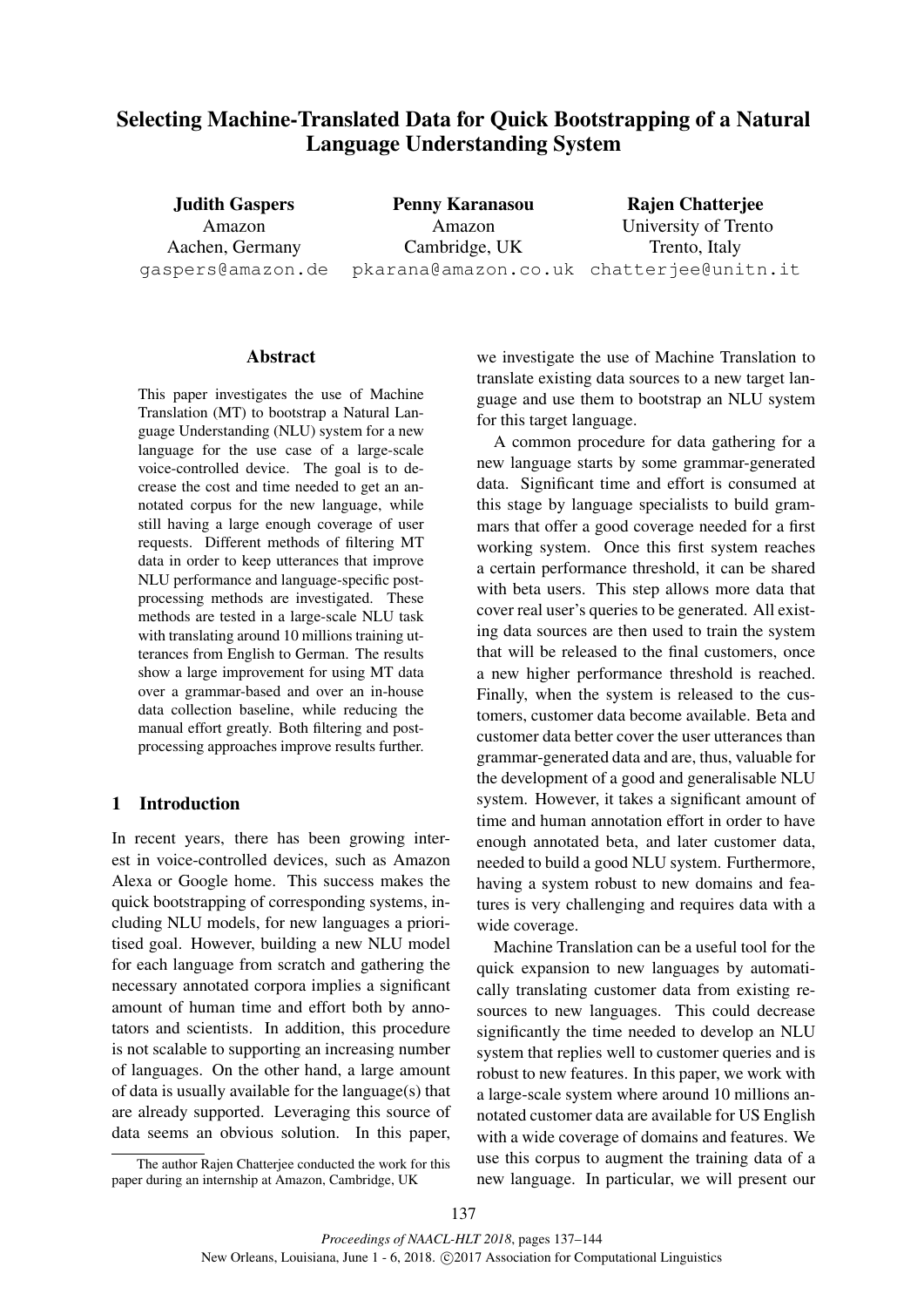# Selecting Machine-Translated Data for Quick Bootstrapping of a Natural Language Understanding System

**Judith Gaspers**
Amazon
Aachen, Germany
gaspers@amazon.de

**Penny Karanasou**
Amazon
Cambridge, UK
pkarana@amazon.co.uk

**Rajen Chatterjee**
University of Trento
Trento, Italy
chatterjee@unitn.it

## Abstract

This paper investigates the use of Machine Translation (MT) to bootstrap a Natural Language Understanding (NLU) system for a new language for the use case of a large-scale voice-controlled device. The goal is to decrease the cost and time needed to get an annotated corpus for the new language, while still having a large enough coverage of user requests. Different methods of filtering MT data in order to keep utterances that improve NLU performance and language-specific post-processing methods are investigated. These methods are tested in a large-scale NLU task with translating around 10 millions training utterances from English to German. The results show a large improvement for using MT data over a grammar-based and over an in-house data collection baseline, while reducing the manual effort greatly. Both filtering and post-processing approaches improve results further.

## 1 Introduction

In recent years, there has been growing interest in voice-controlled devices, such as Amazon Alexa or Google home. This success makes the quick bootstrapping of corresponding systems, including NLU models, for new languages a prioritised goal. However, building a new NLU model for each language from scratch and gathering the necessary annotated corpora implies a significant amount of human time and effort both by annotators and scientists. In addition, this procedure is not scalable to supporting an increasing number of languages. On the other hand, a large amount of data is usually available for the language(s) that are already supported. Leveraging this source of data seems an obvious solution. In this paper, we investigate the use of Machine Translation to translate existing data sources to a new target language and use them to bootstrap an NLU system for this target language.

A common procedure for data gathering for a new language starts by some grammar-generated data. Significant time and effort is consumed at this stage by language specialists to build grammars that offer a good coverage needed for a first working system. Once this first system reaches a certain performance threshold, it can be shared with beta users. This step allows more data that cover real user's queries to be generated. All existing data sources are then used to train the system that will be released to the final customers, once a new higher performance threshold is reached. Finally, when the system is released to the customers, customer data become available. Beta and customer data better cover the user utterances than grammar-generated data and are, thus, valuable for the development of a good and generalisable NLU system. However, it takes a significant amount of time and human annotation effort in order to have enough annotated beta, and later customer data, needed to build a good NLU system. Furthermore, having a system robust to new domains and features is very challenging and requires data with a wide coverage.

Machine Translation can be a useful tool for the quick expansion to new languages by automatically translating customer data from existing resources to new languages. This could decrease significantly the time needed to develop an NLU system that replies well to customer queries and is robust to new features. In this paper, we work with a large-scale system where around 10 millions annotated customer data are available for US English with a wide coverage of domains and features. We use this corpus to augment the training data of a new language. In particular, we will present our

The author Rajen Chatterjee conducted the work for this paper during an internship at Amazon, Cambridge, UK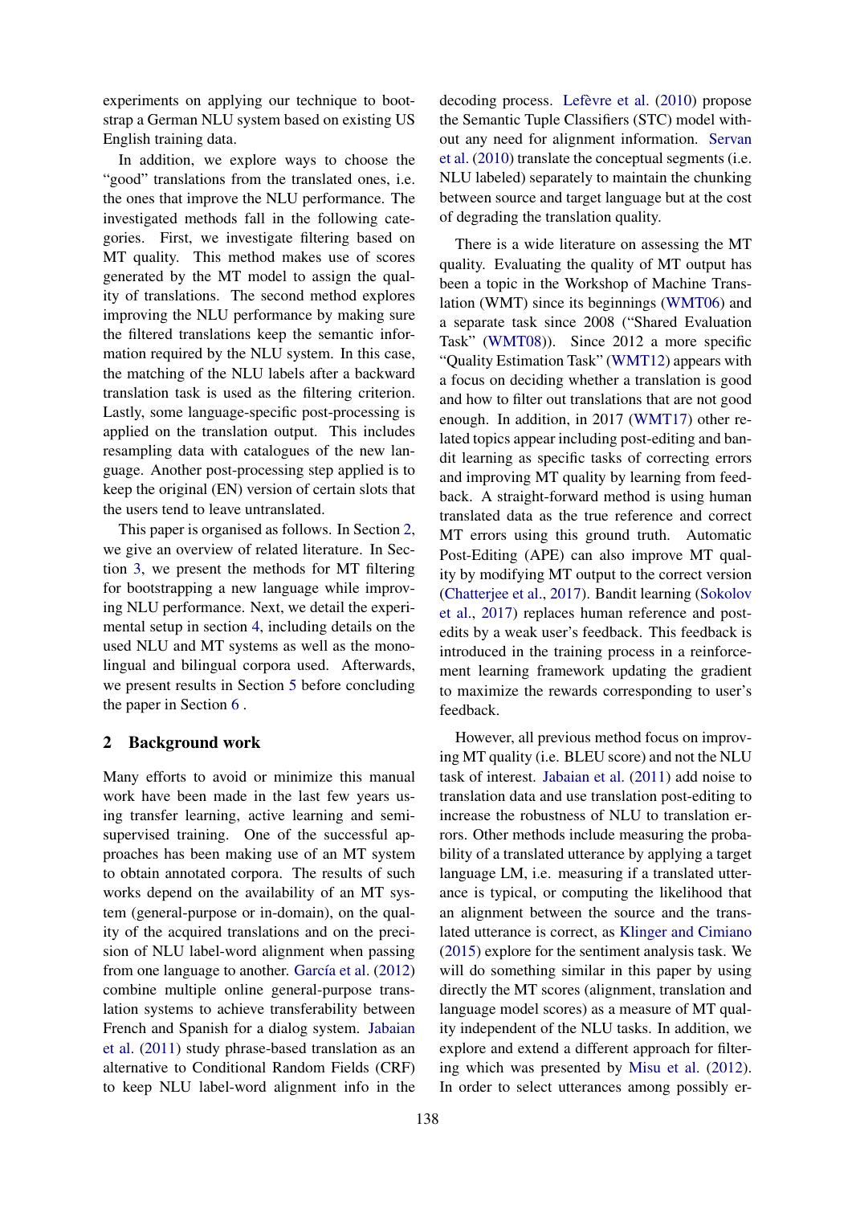experiments on applying our technique to bootstrap a German NLU system based on existing US English training data.

In addition, we explore ways to choose the "good" translations from the translated ones, i.e. the ones that improve the NLU performance. The investigated methods fall in the following categories. First, we investigate filtering based on MT quality. This method makes use of scores generated by the MT model to assign the quality of translations. The second method explores improving the NLU performance by making sure the filtered translations keep the semantic information required by the NLU system. In this case, the matching of the NLU labels after a backward translation task is used as the filtering criterion. Lastly, some language-specific post-processing is applied on the translation output. This includes resampling data with catalogues of the new language. Another post-processing step applied is to keep the original (EN) version of certain slots that the users tend to leave untranslated.

This paper is organised as follows. In Section 2, we give an overview of related literature. In Section 3, we present the methods for MT filtering for bootstrapping a new language while improving NLU performance. Next, we detail the experimental setup in section 4, including details on the used NLU and MT systems as well as the monolingual and bilingual corpora used. Afterwards, we present results in Section 5 before concluding the paper in Section 6 .

## 2 Background work

Many efforts to avoid or minimize this manual work have been made in the last few years using transfer learning, active learning and semi-supervised training. One of the successful approaches has been making use of an MT system to obtain annotated corpora. The results of such works depend on the availability of an MT system (general-purpose or in-domain), on the quality of the acquired translations and on the precision of NLU label-word alignment when passing from one language to another. García et al. (2012) combine multiple online general-purpose translation systems to achieve transferability between French and Spanish for a dialog system. Jabaian et al. (2011) study phrase-based translation as an alternative to Conditional Random Fields (CRF) to keep NLU label-word alignment info in the decoding process. Lefèvre et al. (2010) propose the Semantic Tuple Classifiers (STC) model without any need for alignment information. Servan et al. (2010) translate the conceptual segments (i.e. NLU labeled) separately to maintain the chunking between source and target language but at the cost of degrading the translation quality.

There is a wide literature on assessing the MT quality. Evaluating the quality of MT output has been a topic in the Workshop of Machine Translation (WMT) since its beginnings (WMT06) and a separate task since 2008 ("Shared Evaluation Task" (WMT08)). Since 2012 a more specific "Quality Estimation Task" (WMT12) appears with a focus on deciding whether a translation is good and how to filter out translations that are not good enough. In addition, in 2017 (WMT17) other related topics appear including post-editing and bandit learning as specific tasks of correcting errors and improving MT quality by learning from feedback. A straight-forward method is using human translated data as the true reference and correct MT errors using this ground truth. Automatic Post-Editing (APE) can also improve MT quality by modifying MT output to the correct version (Chatterjee et al., 2017). Bandit learning (Sokolov et al., 2017) replaces human reference and post-edits by a weak user's feedback. This feedback is introduced in the training process in a reinforcement learning framework updating the gradient to maximize the rewards corresponding to user's feedback.

However, all previous method focus on improving MT quality (i.e. BLEU score) and not the NLU task of interest. Jabaian et al. (2011) add noise to translation data and use translation post-editing to increase the robustness of NLU to translation errors. Other methods include measuring the probability of a translated utterance by applying a target language LM, i.e. measuring if a translated utterance is typical, or computing the likelihood that an alignment between the source and the translated utterance is correct, as Klinger and Cimiano (2015) explore for the sentiment analysis task. We will do something similar in this paper by using directly the MT scores (alignment, translation and language model scores) as a measure of MT quality independent of the NLU tasks. In addition, we explore and extend a different approach for filtering which was presented by Misu et al. (2012). In order to select utterances among possibly er-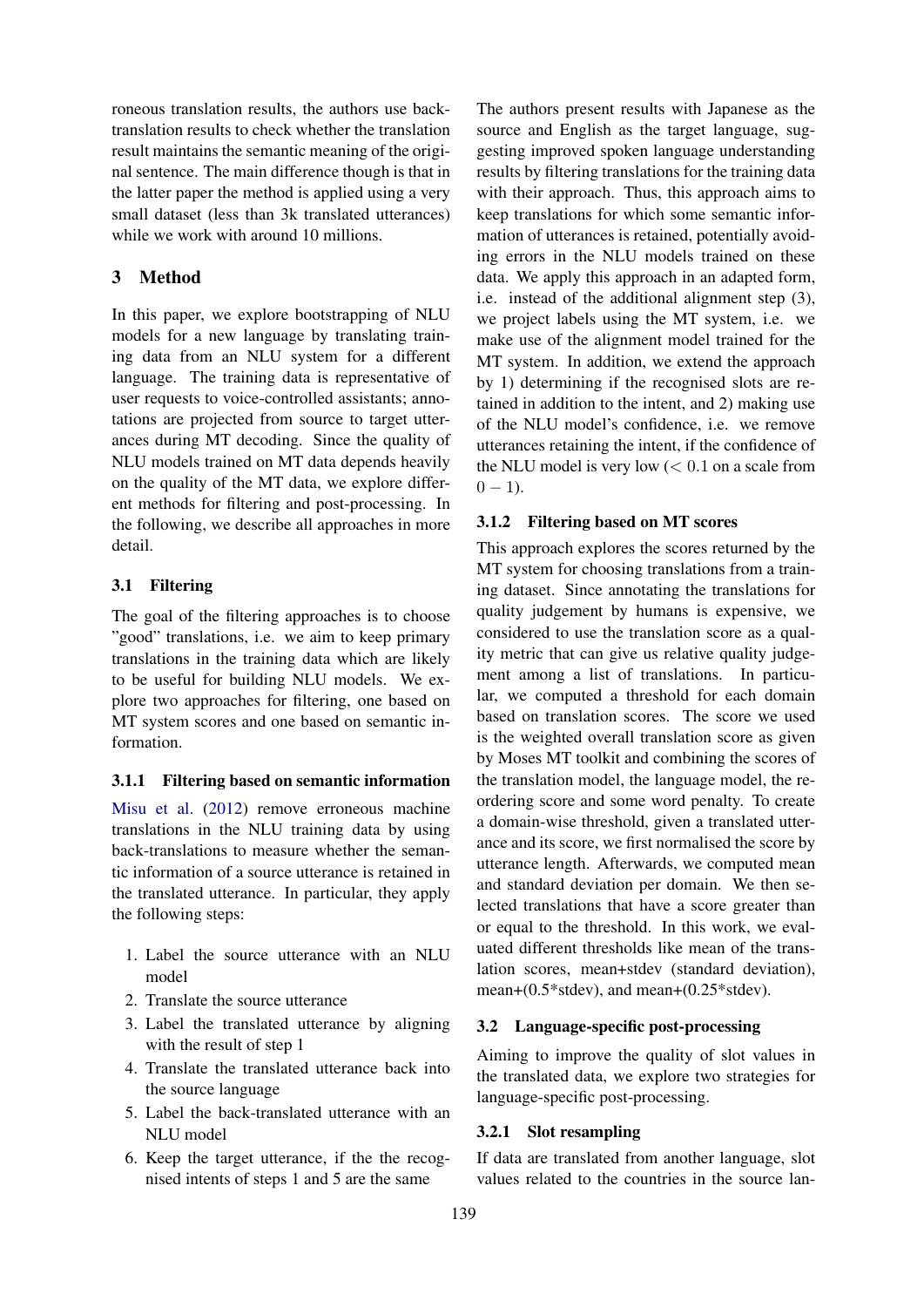roneous translation results, the authors use back-translation results to check whether the translation result maintains the semantic meaning of the original sentence. The main difference though is that in the latter paper the method is applied using a very small dataset (less than 3k translated utterances) while we work with around 10 millions.

## 3 Method

In this paper, we explore bootstrapping of NLU models for a new language by translating training data from an NLU system for a different language. The training data is representative of user requests to voice-controlled assistants; annotations are projected from source to target utterances during MT decoding. Since the quality of NLU models trained on MT data depends heavily on the quality of the MT data, we explore different methods for filtering and post-processing. In the following, we describe all approaches in more detail.

### 3.1 Filtering

The goal of the filtering approaches is to choose "good" translations, i.e. we aim to keep primary translations in the training data which are likely to be useful for building NLU models. We explore two approaches for filtering, one based on MT system scores and one based on semantic information.

#### 3.1.1 Filtering based on semantic information

Misu et al. (2012) remove erroneous machine translations in the NLU training data by using back-translations to measure whether the semantic information of a source utterance is retained in the translated utterance. In particular, they apply the following steps:

1. Label the source utterance with an NLU model
2. Translate the source utterance
3. Label the translated utterance by aligning with the result of step 1
4. Translate the translated utterance back into the source language
5. Label the back-translated utterance with an NLU model
6. Keep the target utterance, if the the recognised intents of steps 1 and 5 are the same

The authors present results with Japanese as the source and English as the target language, suggesting improved spoken language understanding results by filtering translations for the training data with their approach. Thus, this approach aims to keep translations for which some semantic information of utterances is retained, potentially avoiding errors in the NLU models trained on these data. We apply this approach in an adapted form, i.e. instead of the additional alignment step (3), we project labels using the MT system, i.e. we make use of the alignment model trained for the MT system. In addition, we extend the approach by 1) determining if the recognised slots are retained in addition to the intent, and 2) making use of the NLU model's confidence, i.e. we remove utterances retaining the intent, if the confidence of the NLU model is very low ($< 0.1$ on a scale from $0 - 1$).

#### 3.1.2 Filtering based on MT scores

This approach explores the scores returned by the MT system for choosing translations from a training dataset. Since annotating the translations for quality judgement by humans is expensive, we considered to use the translation score as a quality metric that can give us relative quality judgement among a list of translations. In particular, we computed a threshold for each domain based on translation scores. The score we used is the weighted overall translation score as given by Moses MT toolkit and combining the scores of the translation model, the language model, the reordering score and some word penalty. To create a domain-wise threshold, given a translated utterance and its score, we first normalised the score by utterance length. Afterwards, we computed mean and standard deviation per domain. We then selected translations that have a score greater than or equal to the threshold. In this work, we evaluated different thresholds like mean of the translation scores, mean+stdev (standard deviation), mean+(0.5*stdev), and mean+(0.25*stdev).

### 3.2 Language-specific post-processing

Aiming to improve the quality of slot values in the translated data, we explore two strategies for language-specific post-processing.

#### 3.2.1 Slot resampling

If data are translated from another language, slot values related to the countries in the source lan-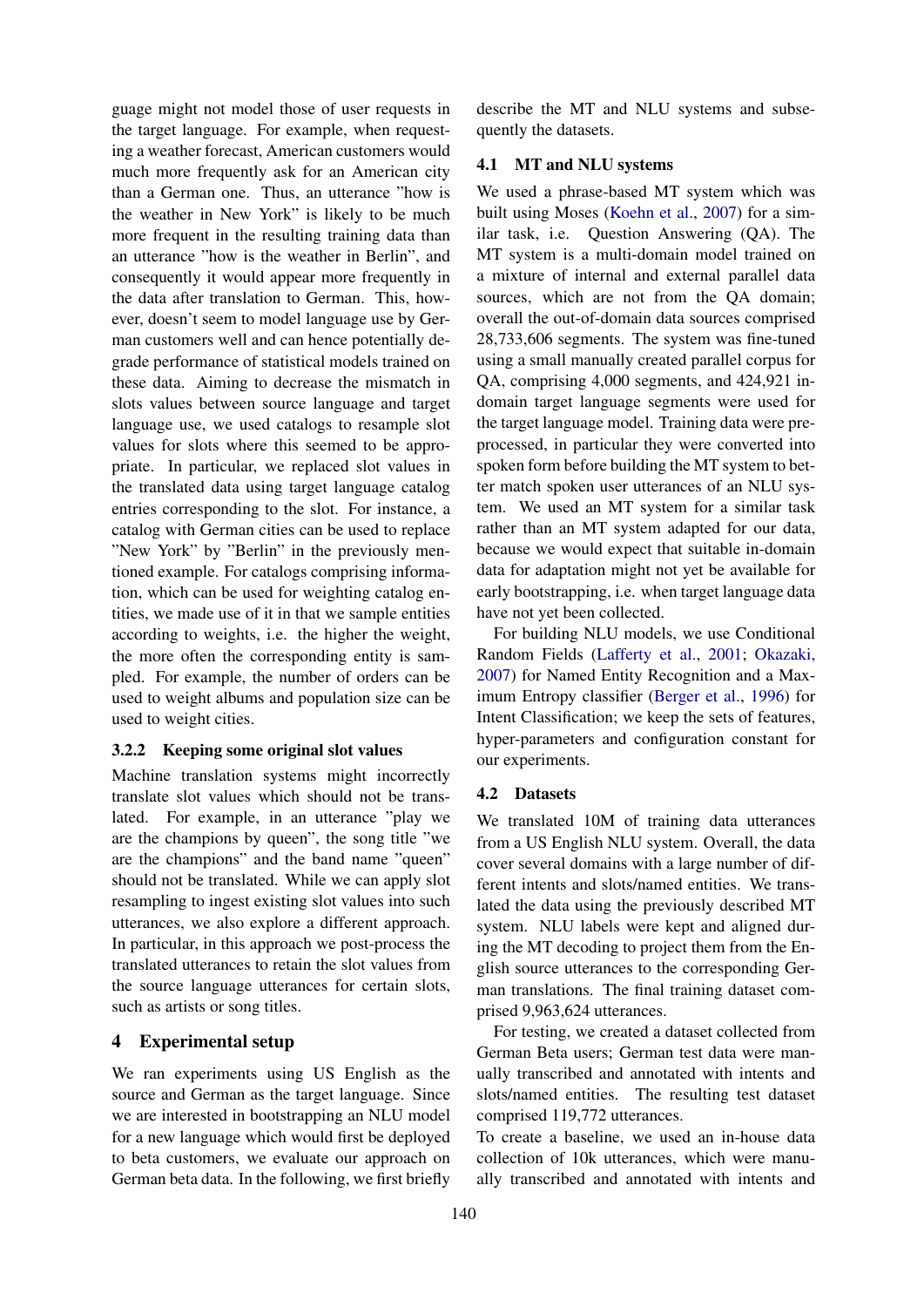guage might not model those of user requests in the target language. For example, when requesting a weather forecast, American customers would much more frequently ask for an American city than a German one. Thus, an utterance "how is the weather in New York" is likely to be much more frequent in the resulting training data than an utterance "how is the weather in Berlin", and consequently it would appear more frequently in the data after translation to German. This, however, doesn't seem to model language use by German customers well and can hence potentially degrade performance of statistical models trained on these data. Aiming to decrease the mismatch in slots values between source language and target language use, we used catalogs to resample slot values for slots where this seemed to be appropriate. In particular, we replaced slot values in the translated data using target language catalog entries corresponding to the slot. For instance, a catalog with German cities can be used to replace "New York" by "Berlin" in the previously mentioned example. For catalogs comprising information, which can be used for weighting catalog entities, we made use of it in that we sample entities according to weights, i.e. the higher the weight, the more often the corresponding entity is sampled. For example, the number of orders can be used to weight albums and population size can be used to weight cities.

### 3.2.2 Keeping some original slot values

Machine translation systems might incorrectly translate slot values which should not be translated. For example, in an utterance "play we are the champions by queen", the song title "we are the champions" and the band name "queen" should not be translated. While we can apply slot resampling to ingest existing slot values into such utterances, we also explore a different approach. In particular, in this approach we post-process the translated utterances to retain the slot values from the source language utterances for certain slots, such as artists or song titles.

## 4 Experimental setup

We ran experiments using US English as the source and German as the target language. Since we are interested in bootstrapping an NLU model for a new language which would first be deployed to beta customers, we evaluate our approach on German beta data. In the following, we first briefly describe the MT and NLU systems and subsequently the datasets.

### 4.1 MT and NLU systems

We used a phrase-based MT system which was built using Moses (Koehn et al., 2007) for a similar task, i.e. Question Answering (QA). The MT system is a multi-domain model trained on a mixture of internal and external parallel data sources, which are not from the QA domain; overall the out-of-domain data sources comprised 28,733,606 segments. The system was fine-tuned using a small manually created parallel corpus for QA, comprising 4,000 segments, and 424,921 in-domain target language segments were used for the target language model. Training data were preprocessed, in particular they were converted into spoken form before building the MT system to better match spoken user utterances of an NLU system. We used an MT system for a similar task rather than an MT system adapted for our data, because we would expect that suitable in-domain data for adaptation might not yet be available for early bootstrapping, i.e. when target language data have not yet been collected.

For building NLU models, we use Conditional Random Fields (Lafferty et al., 2001; Okazaki, 2007) for Named Entity Recognition and a Maximum Entropy classifier (Berger et al., 1996) for Intent Classification; we keep the sets of features, hyper-parameters and configuration constant for our experiments.

### 4.2 Datasets

We translated 10M of training data utterances from a US English NLU system. Overall, the data cover several domains with a large number of different intents and slots/named entities. We translated the data using the previously described MT system. NLU labels were kept and aligned during the MT decoding to project them from the English source utterances to the corresponding German translations. The final training dataset comprised 9,963,624 utterances.

For testing, we created a dataset collected from German Beta users; German test data were manually transcribed and annotated with intents and slots/named entities. The resulting test dataset comprised 119,772 utterances.

To create a baseline, we used an in-house data collection of 10k utterances, which were manually transcribed and annotated with intents and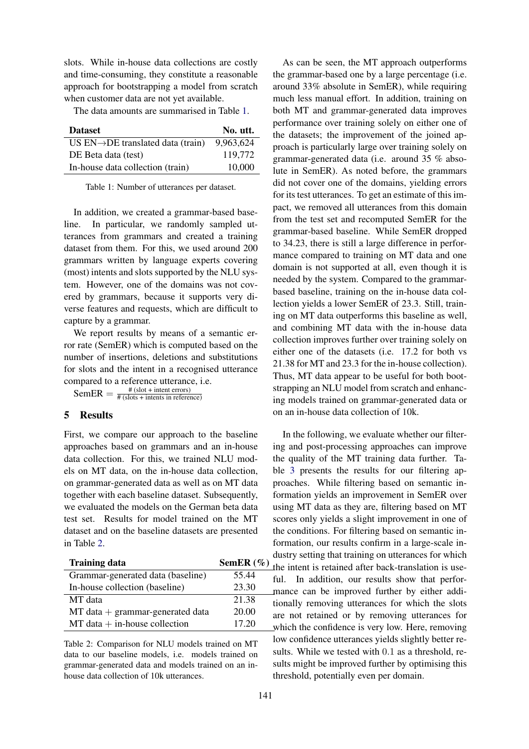slots. While in-house data collections are costly and time-consuming, they constitute a reasonable approach for bootstrapping a model from scratch when customer data are not yet available.

The data amounts are summarised in Table 1.

| Dataset | No. utt. |
|---|---|
| US EN→DE translated data (train) | 9,963,624 |
| DE Beta data (test) | 119,772 |
| In-house data collection (train) | 10,000 |

Table 1: Number of utterances per dataset.

In addition, we created a grammar-based baseline. In particular, we randomly sampled utterances from grammars and created a training dataset from them. For this, we used around 200 grammars written by language experts covering (most) intents and slots supported by the NLU system. However, one of the domains was not covered by grammars, because it supports very diverse features and requests, which are difficult to capture by a grammar.

We report results by means of a semantic error rate (SemER) which is computed based on the number of insertions, deletions and substitutions for slots and the intent in a recognised utterance compared to a reference utterance, i.e.

$$\text{SemER} = \frac{\text{\# (slot + intent errors)}}{\text{\# (slots + intents in reference)}}$$

## 5 Results

First, we compare our approach to the baseline approaches based on grammars and an in-house data collection. For this, we trained NLU models on MT data, on the in-house data collection, on grammar-generated data as well as on MT data together with each baseline dataset. Subsequently, we evaluated the models on the German beta data test set. Results for model trained on the MT dataset and on the baseline datasets are presented in Table 2.

| Training data | SemER (%) |
|---|---|
| Grammar-generated data (baseline) | 55.44 |
| In-house collection (baseline) | 23.30 |
| MT data | 21.38 |
| MT data + grammar-generated data | 20.00 |
| MT data + in-house collection | 17.20 |

Table 2: Comparison for NLU models trained on MT data to our baseline models, i.e. models trained on grammar-generated data and models trained on an in-house data collection of 10k utterances.

As can be seen, the MT approach outperforms the grammar-based one by a large percentage (i.e. around 33% absolute in SemER), while requiring much less manual effort. In addition, training on both MT and grammar-generated data improves performance over training solely on either one of the datasets; the improvement of the joined approach is particularly large over training solely on grammar-generated data (i.e. around 35 % absolute in SemER). As noted before, the grammars did not cover one of the domains, yielding errors for its test utterances. To get an estimate of this impact, we removed all utterances from this domain from the test set and recomputed SemER for the grammar-based baseline. While SemER dropped to 34.23, there is still a large difference in performance compared to training on MT data and one domain is not supported at all, even though it is needed by the system. Compared to the grammar-based baseline, training on the in-house data collection yields a lower SemER of 23.3. Still, training on MT data outperforms this baseline as well, and combining MT data with the in-house data collection improves further over training solely on either one of the datasets (i.e. 17.2 for both vs 21.38 for MT and 23.3 for the in-house collection). Thus, MT data appear to be useful for both bootstrapping an NLU model from scratch and enhancing models trained on grammar-generated data or on an in-house data collection of 10k.

In the following, we evaluate whether our filtering and post-processing approaches can improve the quality of the MT training data further. Table 3 presents the results for our filtering approaches. While filtering based on semantic information yields an improvement in SemER over using MT data as they are, filtering based on MT scores only yields a slight improvement in one of the conditions. For filtering based on semantic information, our results confirm in a large-scale industry setting that training on utterances for which the intent is retained after back-translation is useful. In addition, our results show that performance can be improved further by either additionally removing utterances for which the slots are not retained or by removing utterances for which the confidence is very low. Here, removing low confidence utterances yields slightly better results. While we tested with 0.1 as a threshold, results might be improved further by optimising this threshold, potentially even per domain.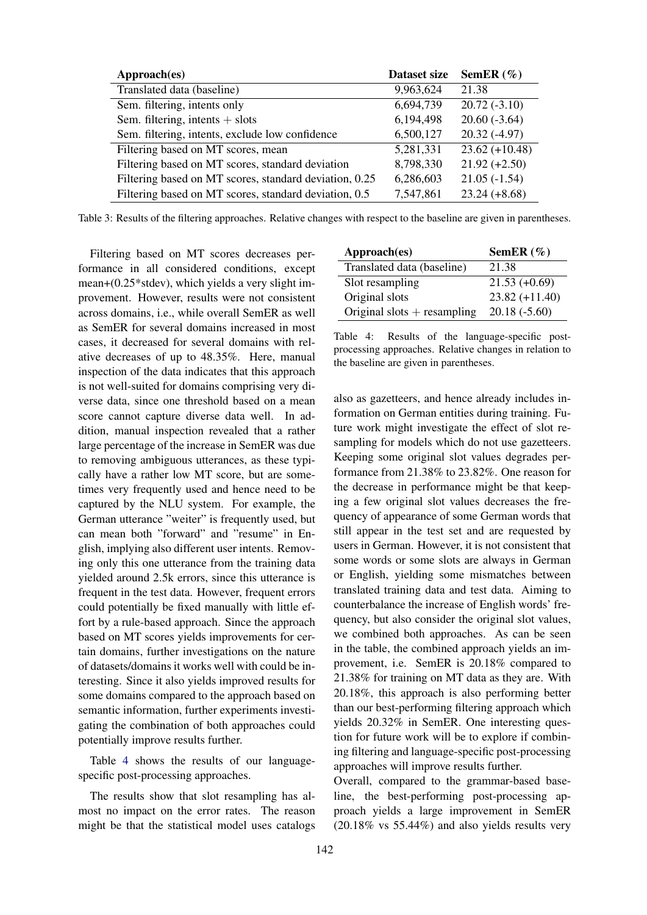| Approach(es) | Dataset size | SemER (%) |
| --- | --- | --- |
| Translated data (baseline) | 9,963,624 | 21.38 |
| Sem. filtering, intents only | 6,694,739 | 20.72 (-3.10) |
| Sem. filtering, intents + slots | 6,194,498 | 20.60 (-3.64) |
| Sem. filtering, intents, exclude low confidence | 6,500,127 | 20.32 (-4.97) |
| Filtering based on MT scores, mean | 5,281,331 | 23.62 (+10.48) |
| Filtering based on MT scores, standard deviation | 8,798,330 | 21.92 (+2.50) |
| Filtering based on MT scores, standard deviation, 0.25 | 6,286,603 | 21.05 (-1.54) |
| Filtering based on MT scores, standard deviation, 0.5 | 7,547,861 | 23.24 (+8.68) |

Table 3: Results of the filtering approaches. Relative changes with respect to the baseline are given in parentheses.

Filtering based on MT scores decreases performance in all considered conditions, except mean+(0.25*stdev), which yields a very slight improvement. However, results were not consistent across domains, i.e., while overall SemER as well as SemER for several domains increased in most cases, it decreased for several domains with relative decreases of up to 48.35%. Here, manual inspection of the data indicates that this approach is not well-suited for domains comprising very diverse data, since one threshold based on a mean score cannot capture diverse data well. In addition, manual inspection revealed that a rather large percentage of the increase in SemER was due to removing ambiguous utterances, as these typically have a rather low MT score, but are sometimes very frequently used and hence need to be captured by the NLU system. For example, the German utterance "weiter" is frequently used, but can mean both "forward" and "resume" in English, implying also different user intents. Removing only this one utterance from the training data yielded around 2.5k errors, since this utterance is frequent in the test data. However, frequent errors could potentially be fixed manually with little effort by a rule-based approach. Since the approach based on MT scores yields improvements for certain domains, further investigations on the nature of datasets/domains it works well with could be interesting. Since it also yields improved results for some domains compared to the approach based on semantic information, further experiments investigating the combination of both approaches could potentially improve results further.

Table 4 shows the results of our language-specific post-processing approaches.

| Approach(es) | SemER (%) |
| --- | --- |
| Translated data (baseline) | 21.38 |
| Slot resampling | 21.53 (+0.69) |
| Original slots | 23.82 (+11.40) |
| Original slots + resampling | 20.18 (-5.60) |

Table 4: Results of the language-specific post-processing approaches. Relative changes in relation to the baseline are given in parentheses.

The results show that slot resampling has almost no impact on the error rates. The reason might be that the statistical model uses catalogs also as gazetteers, and hence already includes information on German entities during training. Future work might investigate the effect of slot resampling for models which do not use gazetteers. Keeping some original slot values degrades performance from 21.38% to 23.82%. One reason for the decrease in performance might be that keeping a few original slot values decreases the frequency of appearance of some German words that still appear in the test set and are requested by users in German. However, it is not consistent that some words or some slots are always in German or English, yielding some mismatches between translated training data and test data. Aiming to counterbalance the increase of English words' frequency, but also consider the original slot values, we combined both approaches. As can be seen in the table, the combined approach yields an improvement, i.e. SemER is 20.18% compared to 21.38% for training on MT data as they are. With 20.18%, this approach is also performing better than our best-performing filtering approach which yields 20.32% in SemER. One interesting question for future work will be to explore if combining filtering and language-specific post-processing approaches will improve results further.

Overall, compared to the grammar-based baseline, the best-performing post-processing approach yields a large improvement in SemER (20.18% vs 55.44%) and also yields results very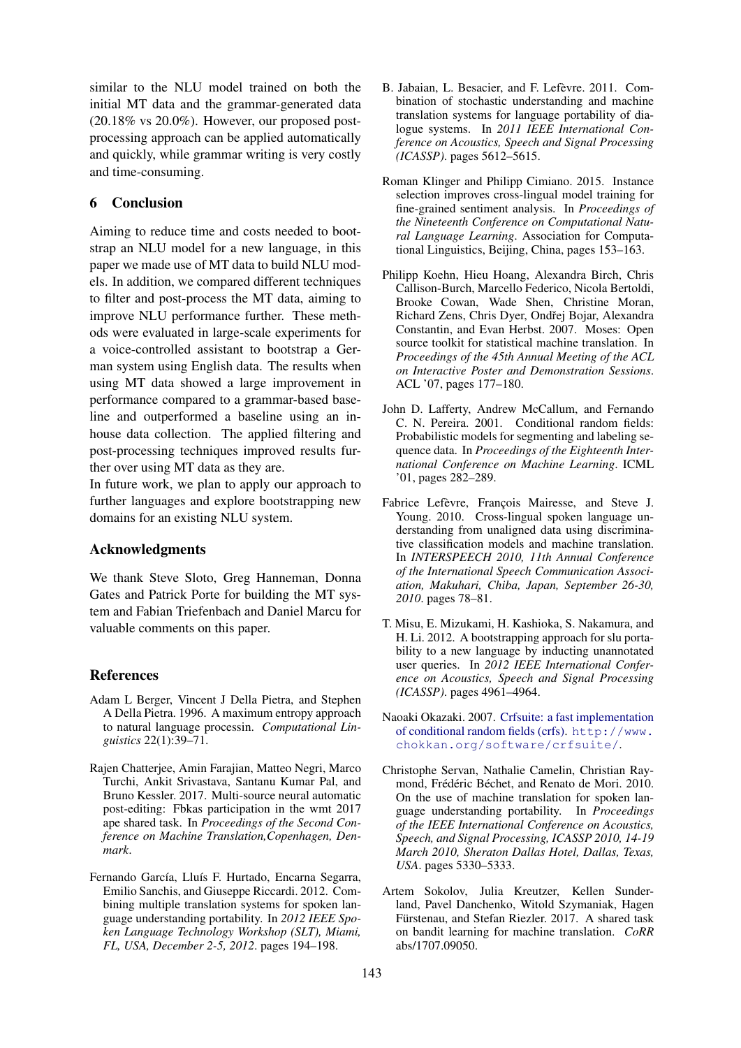similar to the NLU model trained on both the initial MT data and the grammar-generated data (20.18% vs 20.0%). However, our proposed post-processing approach can be applied automatically and quickly, while grammar writing is very costly and time-consuming.

## 6 Conclusion

Aiming to reduce time and costs needed to bootstrap an NLU model for a new language, in this paper we made use of MT data to build NLU models. In addition, we compared different techniques to filter and post-process the MT data, aiming to improve NLU performance further. These methods were evaluated in large-scale experiments for a voice-controlled assistant to bootstrap a German system using English data. The results when using MT data showed a large improvement in performance compared to a grammar-based baseline and outperformed a baseline using an in-house data collection. The applied filtering and post-processing techniques improved results further over using MT data as they are.

In future work, we plan to apply our approach to further languages and explore bootstrapping new domains for an existing NLU system.

## Acknowledgments

We thank Steve Sloto, Greg Hanneman, Donna Gates and Patrick Porte for building the MT system and Fabian Triefenbach and Daniel Marcu for valuable comments on this paper.

## References

Adam L Berger, Vincent J Della Pietra, and Stephen A Della Pietra. 1996. A maximum entropy approach to natural language processin. *Computational Linguistics* 22(1):39–71.

Rajen Chatterjee, Amin Farajian, Matteo Negri, Marco Turchi, Ankit Srivastava, Santanu Kumar Pal, and Bruno Kessler. 2017. Multi-source neural automatic post-editing: Fbkas participation in the wmt 2017 ape shared task. In *Proceedings of the Second Conference on Machine Translation,Copenhagen, Denmark*.

Fernando García, Lluís F. Hurtado, Encarna Segarra, Emilio Sanchis, and Giuseppe Riccardi. 2012. Combining multiple translation systems for spoken language understanding portability. In *2012 IEEE Spoken Language Technology Workshop (SLT), Miami, FL, USA, December 2-5, 2012*. pages 194–198.

B. Jabaian, L. Besacier, and F. Lefèvre. 2011. Combination of stochastic understanding and machine translation systems for language portability of dialogue systems. In *2011 IEEE International Conference on Acoustics, Speech and Signal Processing (ICASSP)*. pages 5612–5615.

Roman Klinger and Philipp Cimiano. 2015. Instance selection improves cross-lingual model training for fine-grained sentiment analysis. In *Proceedings of the Nineteenth Conference on Computational Natural Language Learning*. Association for Computational Linguistics, Beijing, China, pages 153–163.

Philipp Koehn, Hieu Hoang, Alexandra Birch, Chris Callison-Burch, Marcello Federico, Nicola Bertoldi, Brooke Cowan, Wade Shen, Christine Moran, Richard Zens, Chris Dyer, Ondřej Bojar, Alexandra Constantin, and Evan Herbst. 2007. Moses: Open source toolkit for statistical machine translation. In *Proceedings of the 45th Annual Meeting of the ACL on Interactive Poster and Demonstration Sessions*. ACL '07, pages 177–180.

John D. Lafferty, Andrew McCallum, and Fernando C. N. Pereira. 2001. Conditional random fields: Probabilistic models for segmenting and labeling sequence data. In *Proceedings of the Eighteenth International Conference on Machine Learning*. ICML '01, pages 282–289.

Fabrice Lefèvre, François Mairesse, and Steve J. Young. 2010. Cross-lingual spoken language understanding from unaligned data using discriminative classification models and machine translation. In *INTERSPEECH 2010, 11th Annual Conference of the International Speech Communication Association, Makuhari, Chiba, Japan, September 26-30, 2010*. pages 78–81.

T. Misu, E. Mizukami, H. Kashioka, S. Nakamura, and H. Li. 2012. A bootstrapping approach for slu portability to a new language by inducting unannotated user queries. In *2012 IEEE International Conference on Acoustics, Speech and Signal Processing (ICASSP)*. pages 4961–4964.

Naoaki Okazaki. 2007. Crfsuite: a fast implementation of conditional random fields (crfs). `http://www.chokkan.org/software/crfsuite/`.

Christophe Servan, Nathalie Camelin, Christian Raymond, Frédéric Béchet, and Renato de Mori. 2010. On the use of machine translation for spoken language understanding portability. In *Proceedings of the IEEE International Conference on Acoustics, Speech, and Signal Processing, ICASSP 2010, 14-19 March 2010, Sheraton Dallas Hotel, Dallas, Texas, USA*. pages 5330–5333.

Artem Sokolov, Julia Kreutzer, Kellen Sunderland, Pavel Danchenko, Witold Szymaniak, Hagen Fürstenau, and Stefan Riezler. 2017. A shared task on bandit learning for machine translation. *CoRR* abs/1707.09050.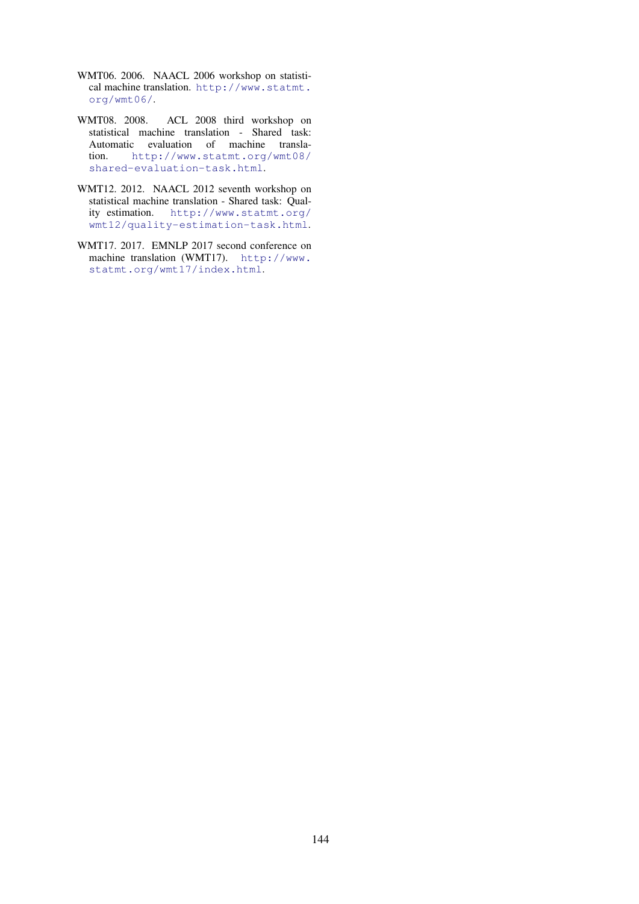WMT06. 2006. NAACL 2006 workshop on statistical machine translation. http://www.statmt.org/wmt06/.

WMT08. 2008. ACL 2008 third workshop on statistical machine translation - Shared task: Automatic evaluation of machine translation. http://www.statmt.org/wmt08/shared-evaluation-task.html.

WMT12. 2012. NAACL 2012 seventh workshop on statistical machine translation - Shared task: Quality estimation. http://www.statmt.org/wmt12/quality-estimation-task.html.

WMT17. 2017. EMNLP 2017 second conference on machine translation (WMT17). http://www.statmt.org/wmt17/index.html.